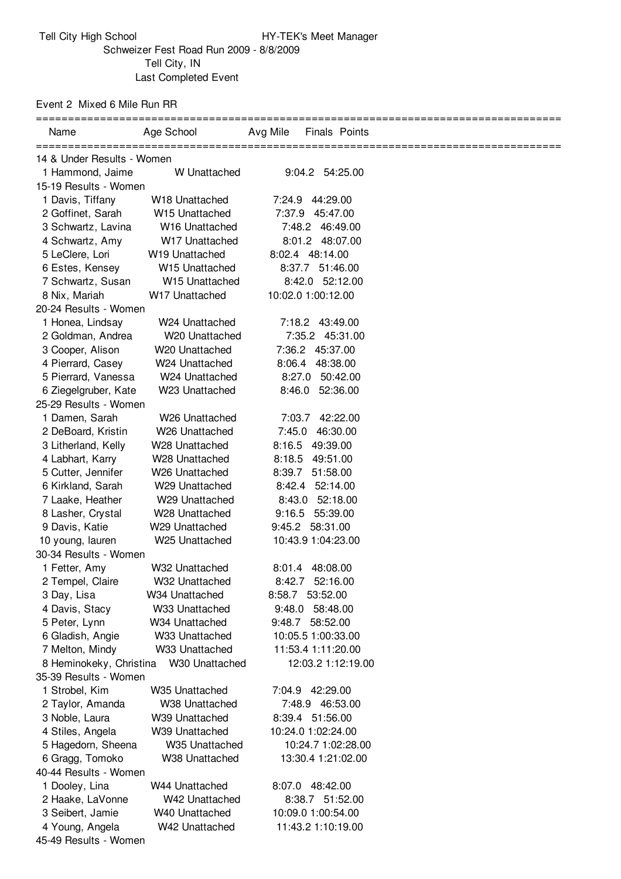Tell City High School — HY-TEK's Meet Manager

Schweizer Fest Road Run 2009 - 8/8/2009

Tell City, IN

Last Completed Event

Event 2 Mixed 6 Mile Run RR

| Name | Age | School | Avg Mile | Finals | Points |
|---|---|---|---|---|---|
| **14 & Under Results - Women** | | | | | |
| 1 Hammond, Jaime | W | Unattached | 9:04.2 | 54:25.00 | |
| **15-19 Results - Women** | | | | | |
| 1 Davis, Tiffany | W18 | Unattached | 7:24.9 | 44:29.00 | |
| 2 Goffinet, Sarah | W15 | Unattached | 7:37.9 | 45:47.00 | |
| 3 Schwartz, Lavina | W16 | Unattached | 7:48.2 | 46:49.00 | |
| 4 Schwartz, Amy | W17 | Unattached | 8:01.2 | 48:07.00 | |
| 5 LeClere, Lori | W19 | Unattached | 8:02.4 | 48:14.00 | |
| 6 Estes, Kensey | W15 | Unattached | 8:37.7 | 51:46.00 | |
| 7 Schwartz, Susan | W15 | Unattached | 8:42.0 | 52:12.00 | |
| 8 Nix, Mariah | W17 | Unattached | 10:02.0 | 1:00:12.00 | |
| **20-24 Results - Women** | | | | | |
| 1 Honea, Lindsay | W24 | Unattached | 7:18.2 | 43:49.00 | |
| 2 Goldman, Andrea | W20 | Unattached | 7:35.2 | 45:31.00 | |
| 3 Cooper, Alison | W20 | Unattached | 7:36.2 | 45:37.00 | |
| 4 Pierrard, Casey | W24 | Unattached | 8:06.4 | 48:38.00 | |
| 5 Pierrard, Vanessa | W24 | Unattached | 8:27.0 | 50:42.00 | |
| 6 Ziegelgruber, Kate | W23 | Unattached | 8:46.0 | 52:36.00 | |
| **25-29 Results - Women** | | | | | |
| 1 Damen, Sarah | W26 | Unattached | 7:03.7 | 42:22.00 | |
| 2 DeBoard, Kristin | W26 | Unattached | 7:45.0 | 46:30.00 | |
| 3 Litherland, Kelly | W28 | Unattached | 8:16.5 | 49:39.00 | |
| 4 Labhart, Karry | W28 | Unattached | 8:18.5 | 49:51.00 | |
| 5 Cutter, Jennifer | W26 | Unattached | 8:39.7 | 51:58.00 | |
| 6 Kirkland, Sarah | W29 | Unattached | 8:42.4 | 52:14.00 | |
| 7 Laake, Heather | W29 | Unattached | 8:43.0 | 52:18.00 | |
| 8 Lasher, Crystal | W28 | Unattached | 9:16.5 | 55:39.00 | |
| 9 Davis, Katie | W29 | Unattached | 9:45.2 | 58:31.00 | |
| 10 young, lauren | W25 | Unattached | 10:43.9 | 1:04:23.00 | |
| **30-34 Results - Women** | | | | | |
| 1 Fetter, Amy | W32 | Unattached | 8:01.4 | 48:08.00 | |
| 2 Tempel, Claire | W32 | Unattached | 8:42.7 | 52:16.00 | |
| 3 Day, Lisa | W34 | Unattached | 8:58.7 | 53:52.00 | |
| 4 Davis, Stacy | W33 | Unattached | 9:48.0 | 58:48.00 | |
| 5 Peter, Lynn | W34 | Unattached | 9:48.7 | 58:52.00 | |
| 6 Gladish, Angie | W33 | Unattached | 10:05.5 | 1:00:33.00 | |
| 7 Melton, Mindy | W33 | Unattached | 11:53.4 | 1:11:20.00 | |
| 8 Heminokeky, Christina | W30 | Unattached | 12:03.2 | 1:12:19.00 | |
| **35-39 Results - Women** | | | | | |
| 1 Strobel, Kim | W35 | Unattached | 7:04.9 | 42:29.00 | |
| 2 Taylor, Amanda | W38 | Unattached | 7:48.9 | 46:53.00 | |
| 3 Noble, Laura | W39 | Unattached | 8:39.4 | 51:56.00 | |
| 4 Stiles, Angela | W39 | Unattached | 10:24.0 | 1:02:24.00 | |
| 5 Hagedorn, Sheena | W35 | Unattached | 10:24.7 | 1:02:28.00 | |
| 6 Gragg, Tomoko | W38 | Unattached | 13:30.4 | 1:21:02.00 | |
| **40-44 Results - Women** | | | | | |
| 1 Dooley, Lina | W44 | Unattached | 8:07.0 | 48:42.00 | |
| 2 Haake, LaVonne | W42 | Unattached | 8:38.7 | 51:52.00 | |
| 3 Seibert, Jamie | W40 | Unattached | 10:09.0 | 1:00:54.00 | |
| 4 Young, Angela | W42 | Unattached | 11:43.2 | 1:10:19.00 | |
| **45-49 Results - Women** | | | | | |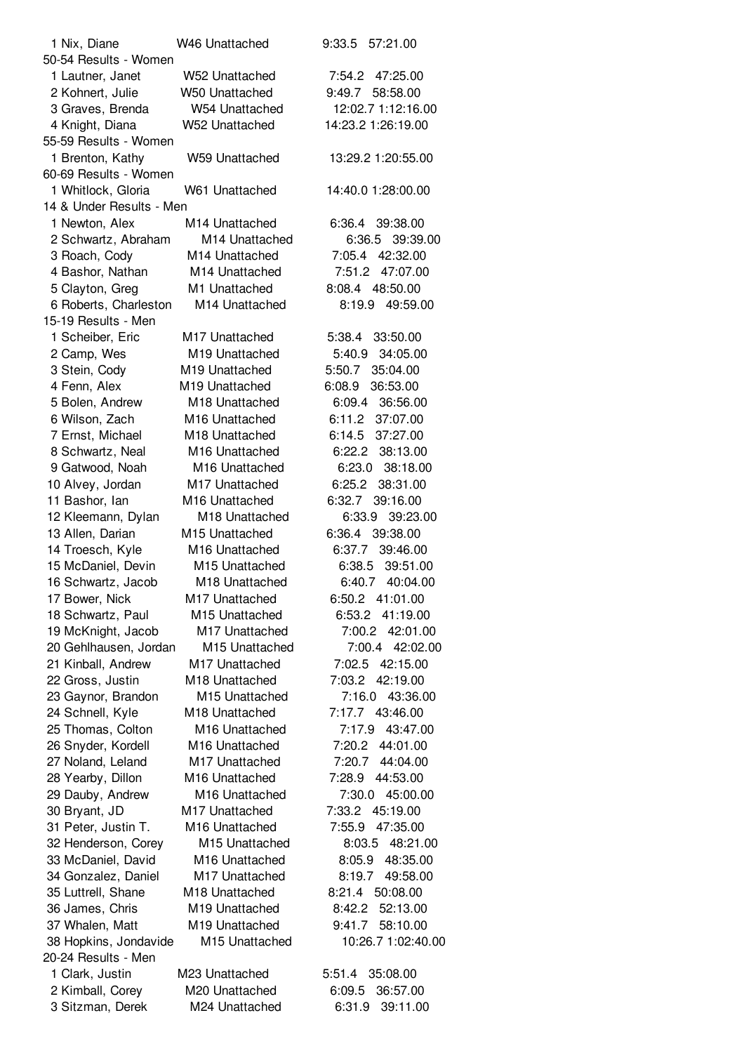1 Nix, Diane W46 Unattached 9:33.5 57:21.00

50-54 Results - Women

| Place | Name | Age/Club | Pace | Time |
|---|---|---|---|---|
| 1 | Lautner, Janet | W52 Unattached | 7:54.2 | 47:25.00 |
| 2 | Kohnert, Julie | W50 Unattached | 9:49.7 | 58:58.00 |
| 3 | Graves, Brenda | W54 Unattached | 12:02.7 | 1:12:16.00 |
| 4 | Knight, Diana | W52 Unattached | 14:23.2 | 1:26:19.00 |

55-59 Results - Women

| Place | Name | Age/Club | Pace | Time |
|---|---|---|---|---|
| 1 | Brenton, Kathy | W59 Unattached | 13:29.2 | 1:20:55.00 |

60-69 Results - Women

| Place | Name | Age/Club | Pace | Time |
|---|---|---|---|---|
| 1 | Whitlock, Gloria | W61 Unattached | 14:40.0 | 1:28:00.00 |

14 & Under Results - Men

| Place | Name | Age/Club | Pace | Time |
|---|---|---|---|---|
| 1 | Newton, Alex | M14 Unattached | 6:36.4 | 39:38.00 |
| 2 | Schwartz, Abraham | M14 Unattached | 6:36.5 | 39:39.00 |
| 3 | Roach, Cody | M14 Unattached | 7:05.4 | 42:32.00 |
| 4 | Bashor, Nathan | M14 Unattached | 7:51.2 | 47:07.00 |
| 5 | Clayton, Greg | M1 Unattached | 8:08.4 | 48:50.00 |
| 6 | Roberts, Charleston | M14 Unattached | 8:19.9 | 49:59.00 |

15-19 Results - Men

| Place | Name | Age/Club | Pace | Time |
|---|---|---|---|---|
| 1 | Scheiber, Eric | M17 Unattached | 5:38.4 | 33:50.00 |
| 2 | Camp, Wes | M19 Unattached | 5:40.9 | 34:05.00 |
| 3 | Stein, Cody | M19 Unattached | 5:50.7 | 35:04.00 |
| 4 | Fenn, Alex | M19 Unattached | 6:08.9 | 36:53.00 |
| 5 | Bolen, Andrew | M18 Unattached | 6:09.4 | 36:56.00 |
| 6 | Wilson, Zach | M16 Unattached | 6:11.2 | 37:07.00 |
| 7 | Ernst, Michael | M18 Unattached | 6:14.5 | 37:27.00 |
| 8 | Schwartz, Neal | M16 Unattached | 6:22.2 | 38:13.00 |
| 9 | Gatwood, Noah | M16 Unattached | 6:23.0 | 38:18.00 |
| 10 | Alvey, Jordan | M17 Unattached | 6:25.2 | 38:31.00 |
| 11 | Bashor, Ian | M16 Unattached | 6:32.7 | 39:16.00 |
| 12 | Kleemann, Dylan | M18 Unattached | 6:33.9 | 39:23.00 |
| 13 | Allen, Darian | M15 Unattached | 6:36.4 | 39:38.00 |
| 14 | Troesch, Kyle | M16 Unattached | 6:37.7 | 39:46.00 |
| 15 | McDaniel, Devin | M15 Unattached | 6:38.5 | 39:51.00 |
| 16 | Schwartz, Jacob | M18 Unattached | 6:40.7 | 40:04.00 |
| 17 | Bower, Nick | M17 Unattached | 6:50.2 | 41:01.00 |
| 18 | Schwartz, Paul | M15 Unattached | 6:53.2 | 41:19.00 |
| 19 | McKnight, Jacob | M17 Unattached | 7:00.2 | 42:01.00 |
| 20 | Gehlhausen, Jordan | M15 Unattached | 7:00.4 | 42:02.00 |
| 21 | Kinball, Andrew | M17 Unattached | 7:02.5 | 42:15.00 |
| 22 | Gross, Justin | M18 Unattached | 7:03.2 | 42:19.00 |
| 23 | Gaynor, Brandon | M15 Unattached | 7:16.0 | 43:36.00 |
| 24 | Schnell, Kyle | M18 Unattached | 7:17.7 | 43:46.00 |
| 25 | Thomas, Colton | M16 Unattached | 7:17.9 | 43:47.00 |
| 26 | Snyder, Kordell | M16 Unattached | 7:20.2 | 44:01.00 |
| 27 | Noland, Leland | M17 Unattached | 7:20.7 | 44:04.00 |
| 28 | Yearby, Dillon | M16 Unattached | 7:28.9 | 44:53.00 |
| 29 | Dauby, Andrew | M16 Unattached | 7:30.0 | 45:00.00 |
| 30 | Bryant, JD | M17 Unattached | 7:33.2 | 45:19.00 |
| 31 | Peter, Justin T. | M16 Unattached | 7:55.9 | 47:35.00 |
| 32 | Henderson, Corey | M15 Unattached | 8:03.5 | 48:21.00 |
| 33 | McDaniel, David | M16 Unattached | 8:05.9 | 48:35.00 |
| 34 | Gonzalez, Daniel | M17 Unattached | 8:19.7 | 49:58.00 |
| 35 | Luttrell, Shane | M18 Unattached | 8:21.4 | 50:08.00 |
| 36 | James, Chris | M19 Unattached | 8:42.2 | 52:13.00 |
| 37 | Whalen, Matt | M19 Unattached | 9:41.7 | 58:10.00 |
| 38 | Hopkins, Jondavide | M15 Unattached | 10:26.7 | 1:02:40.00 |

20-24 Results - Men

| Place | Name | Age/Club | Pace | Time |
|---|---|---|---|---|
| 1 | Clark, Justin | M23 Unattached | 5:51.4 | 35:08.00 |
| 2 | Kimball, Corey | M20 Unattached | 6:09.5 | 36:57.00 |
| 3 | Sitzman, Derek | M24 Unattached | 6:31.9 | 39:11.00 |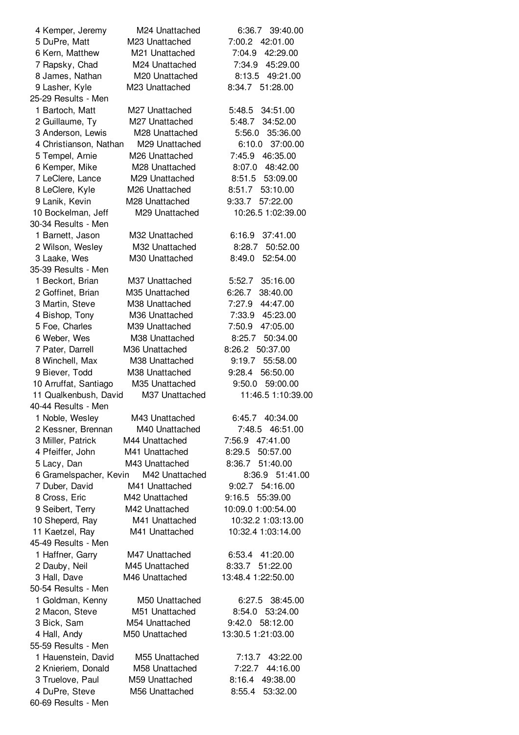4 Kemper, Jeremy M24 Unattached 6:36.7 39:40.00
5 DuPre, Matt M23 Unattached 7:00.2 42:01.00
6 Kern, Matthew M21 Unattached 7:04.9 42:29.00
7 Rapsky, Chad M24 Unattached 7:34.9 45:29.00
8 James, Nathan M20 Unattached 8:13.5 49:21.00
9 Lasher, Kyle M23 Unattached 8:34.7 51:28.00

25-29 Results - Men

1 Bartoch, Matt M27 Unattached 5:48.5 34:51.00
2 Guillaume, Ty M27 Unattached 5:48.7 34:52.00
3 Anderson, Lewis M28 Unattached 5:56.0 35:36.00
4 Christianson, Nathan M29 Unattached 6:10.0 37:00.00
5 Tempel, Arnie M26 Unattached 7:45.9 46:35.00
6 Kemper, Mike M28 Unattached 8:07.0 48:42.00
7 LeClere, Lance M29 Unattached 8:51.5 53:09.00
8 LeClere, Kyle M26 Unattached 8:51.7 53:10.00
9 Lanik, Kevin M28 Unattached 9:33.7 57:22.00
10 Bockelman, Jeff M29 Unattached 10:26.5 1:02:39.00

30-34 Results - Men

1 Barnett, Jason M32 Unattached 6:16.9 37:41.00
2 Wilson, Wesley M32 Unattached 8:28.7 50:52.00
3 Laake, Wes M30 Unattached 8:49.0 52:54.00

35-39 Results - Men

1 Beckort, Brian M37 Unattached 5:52.7 35:16.00
2 Goffinet, Brian M35 Unattached 6:26.7 38:40.00
3 Martin, Steve M38 Unattached 7:27.9 44:47.00
4 Bishop, Tony M36 Unattached 7:33.9 45:23.00
5 Foe, Charles M39 Unattached 7:50.9 47:05.00
6 Weber, Wes M38 Unattached 8:25.7 50:34.00
7 Pater, Darrell M36 Unattached 8:26.2 50:37.00
8 Winchell, Max M38 Unattached 9:19.7 55:58.00
9 Biever, Todd M38 Unattached 9:28.4 56:50.00
10 Arruffat, Santiago M35 Unattached 9:50.0 59:00.00
11 Qualkenbush, David M37 Unattached 11:46.5 1:10:39.00

40-44 Results - Men

1 Noble, Wesley M43 Unattached 6:45.7 40:34.00
2 Kessner, Brennan M40 Unattached 7:48.5 46:51.00
3 Miller, Patrick M44 Unattached 7:56.9 47:41.00
4 Pfeiffer, John M41 Unattached 8:29.5 50:57.00
5 Lacy, Dan M43 Unattached 8:36.7 51:40.00
6 Gramelspacher, Kevin M42 Unattached 8:36.9 51:41.00
7 Duber, David M41 Unattached 9:02.7 54:16.00
8 Cross, Eric M42 Unattached 9:16.5 55:39.00
9 Seibert, Terry M42 Unattached 10:09.0 1:00:54.00
10 Sheperd, Ray M41 Unattached 10:32.2 1:03:13.00
11 Kaetzel, Ray M41 Unattached 10:32.4 1:03:14.00

45-49 Results - Men

1 Haffner, Garry M47 Unattached 6:53.4 41:20.00
2 Dauby, Neil M45 Unattached 8:33.7 51:22.00
3 Hall, Dave M46 Unattached 13:48.4 1:22:50.00

50-54 Results - Men

1 Goldman, Kenny M50 Unattached 6:27.5 38:45.00
2 Macon, Steve M51 Unattached 8:54.0 53:24.00
3 Bick, Sam M54 Unattached 9:42.0 58:12.00
4 Hall, Andy M50 Unattached 13:30.5 1:21:03.00

55-59 Results - Men

1 Hauenstein, David M55 Unattached 7:13.7 43:22.00
2 Knieriem, Donald M58 Unattached 7:22.7 44:16.00
3 Truelove, Paul M59 Unattached 8:16.4 49:38.00
4 DuPre, Steve M56 Unattached 8:55.4 53:32.00

60-69 Results - Men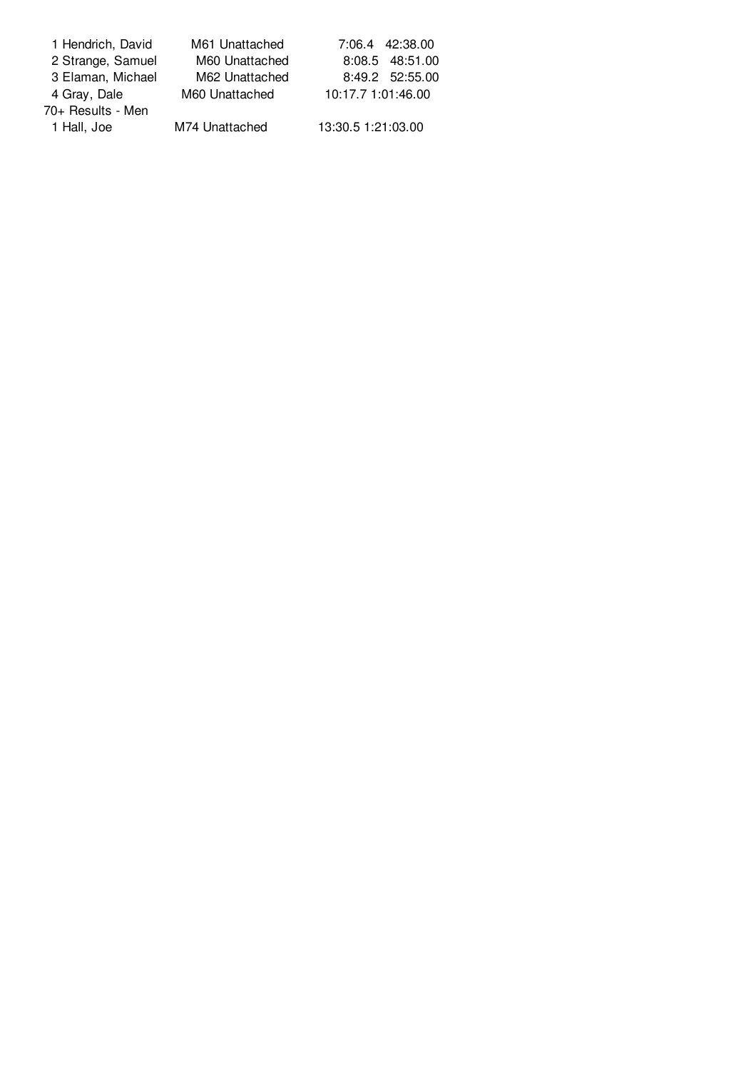| | | | | | |
|---|---|---|---|---|---|
| 1 | Hendrich, David | M61 | Unattached | 7:06.4 | 42:38.00 |
| 2 | Strange, Samuel | M60 | Unattached | 8:08.5 | 48:51.00 |
| 3 | Elaman, Michael | M62 | Unattached | 8:49.2 | 52:55.00 |
| 4 | Gray, Dale | M60 | Unattached | 10:17.7 | 1:01:46.00 |

70+ Results - Men

| | | | | | |
|---|---|---|---|---|---|
| 1 | Hall, Joe | M74 | Unattached | 13:30.5 | 1:21:03.00 |